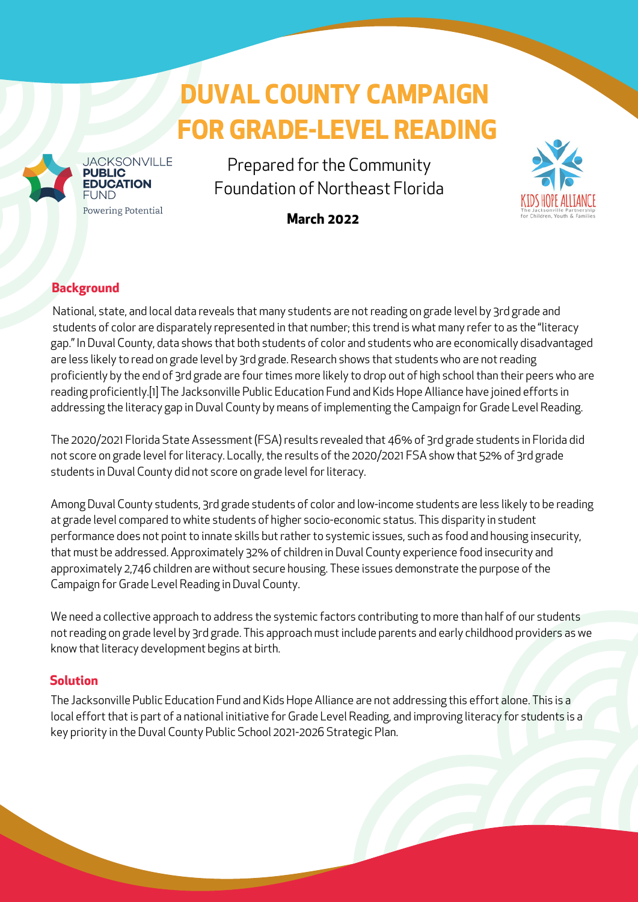# DUVAL COUNTY CAMPAIGN FOR GRADE-LEVEL READING

JACKSONVILLE PUBLIC EDUCATION FUND
Powering Potential

Prepared for the Community Foundation of Northeast Florida

**March 2022**

KIDS HOPE ALLIANCE
The Jacksonville Partnership for Children, Youth & Families

## Background

National, state, and local data reveals that many students are not reading on grade level by 3rd grade and students of color are disparately represented in that number; this trend is what many refer to as the "literacy gap." In Duval County, data shows that both students of color and students who are economically disadvantaged are less likely to read on grade level by 3rd grade. Research shows that students who are not reading proficiently by the end of 3rd grade are four times more likely to drop out of high school than their peers who are reading proficiently.[1] The Jacksonville Public Education Fund and Kids Hope Alliance have joined efforts in addressing the literacy gap in Duval County by means of implementing the Campaign for Grade Level Reading.

The 2020/2021 Florida State Assessment (FSA) results revealed that 46% of 3rd grade students in Florida did not score on grade level for literacy. Locally, the results of the 2020/2021 FSA show that 52% of 3rd grade students in Duval County did not score on grade level for literacy.

Among Duval County students, 3rd grade students of color and low-income students are less likely to be reading at grade level compared to white students of higher socio-economic status. This disparity in student performance does not point to innate skills but rather to systemic issues, such as food and housing insecurity, that must be addressed. Approximately 32% of children in Duval County experience food insecurity and approximately 2,746 children are without secure housing. These issues demonstrate the purpose of the Campaign for Grade Level Reading in Duval County.

We need a collective approach to address the systemic factors contributing to more than half of our students not reading on grade level by 3rd grade. This approach must include parents and early childhood providers as we know that literacy development begins at birth.

## Solution

The Jacksonville Public Education Fund and Kids Hope Alliance are not addressing this effort alone. This is a local effort that is part of a national initiative for Grade Level Reading, and improving literacy for students is a key priority in the Duval County Public School 2021-2026 Strategic Plan.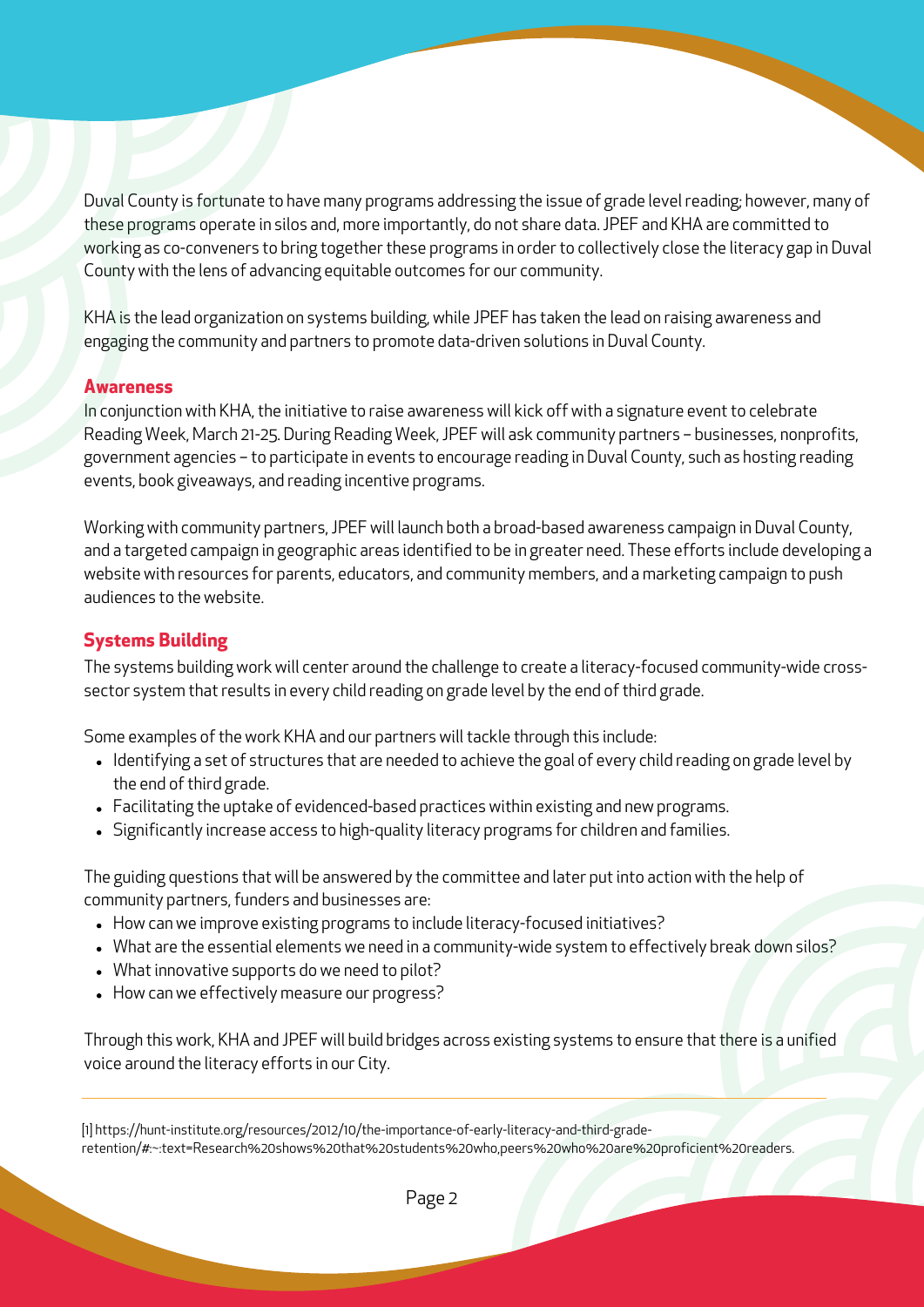Duval County is fortunate to have many programs addressing the issue of grade level reading; however, many of these programs operate in silos and, more importantly, do not share data. JPEF and KHA are committed to working as co-conveners to bring together these programs in order to collectively close the literacy gap in Duval County with the lens of advancing equitable outcomes for our community.

KHA is the lead organization on systems building, while JPEF has taken the lead on raising awareness and engaging the community and partners to promote data-driven solutions in Duval County.

## Awareness

In conjunction with KHA, the initiative to raise awareness will kick off with a signature event to celebrate Reading Week, March 21-25. During Reading Week, JPEF will ask community partners – businesses, nonprofits, government agencies – to participate in events to encourage reading in Duval County, such as hosting reading events, book giveaways, and reading incentive programs.

Working with community partners, JPEF will launch both a broad-based awareness campaign in Duval County, and a targeted campaign in geographic areas identified to be in greater need. These efforts include developing a website with resources for parents, educators, and community members, and a marketing campaign to push audiences to the website.

## Systems Building

The systems building work will center around the challenge to create a literacy-focused community-wide cross-sector system that results in every child reading on grade level by the end of third grade.

Some examples of the work KHA and our partners will tackle through this include:

- Identifying a set of structures that are needed to achieve the goal of every child reading on grade level by the end of third grade.
- Facilitating the uptake of evidenced-based practices within existing and new programs.
- Significantly increase access to high-quality literacy programs for children and families.

The guiding questions that will be answered by the committee and later put into action with the help of community partners, funders and businesses are:

- How can we improve existing programs to include literacy-focused initiatives?
- What are the essential elements we need in a community-wide system to effectively break down silos?
- What innovative supports do we need to pilot?
- How can we effectively measure our progress?

Through this work, KHA and JPEF will build bridges across existing systems to ensure that there is a unified voice around the literacy efforts in our City.

---

[1] https://hunt-institute.org/resources/2012/10/the-importance-of-early-literacy-and-third-grade-retention/#:~:text=Research%20shows%20that%20students%20who,peers%20who%20are%20proficient%20readers.